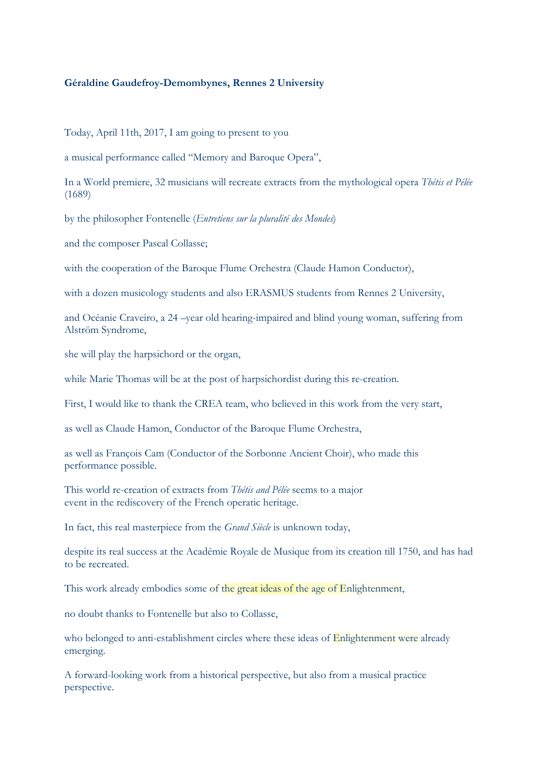**Géraldine Gaudefroy-Demombynes, Rennes 2 University**

Today, April 11th, 2017, I am going to present to you

a musical performance called “Memory and Baroque Opera”,

In a World premiere, 32 musicians will recreate extracts from the mythological opera *Thétis et Pélée* (1689)

by the philosopher Fontenelle (*Entretiens sur la pluralité des Mondes*)

and the composer Pascal Collasse;

with the cooperation of the Baroque Flume Orchestra (Claude Hamon Conductor),

with a dozen musicology students and also ERASMUS students from Rennes 2 University,

and Océanie Craveiro, a 24 –year old hearing-impaired and blind young woman, suffering from Alström Syndrome,

she will play the harpsichord or the organ,

while Marie Thomas will be at the post of harpsichordist during this re-creation.

First, I would like to thank the CREA team, who believed in this work from the very start,

as well as Claude Hamon, Conductor of the Baroque Flume Orchestra,

as well as François Cam (Conductor of the Sorbonne Ancient Choir), who made this performance possible.

This world re-creation of extracts from *Thétis and Pélée* seems to a major event in the rediscovery of the French operatic heritage.

In fact, this real masterpiece from the *Grand Siècle* is unknown today,

despite its real success at the Académie Royale de Musique from its creation till 1750, and has had to be recreated.

This work already embodies some of the great ideas of the age of Enlightenment,

no doubt thanks to Fontenelle but also to Collasse,

who belonged to anti-establishment circles where these ideas of Enlightenment were already emerging.

A forward-looking work from a historical perspective, but also from a musical practice perspective.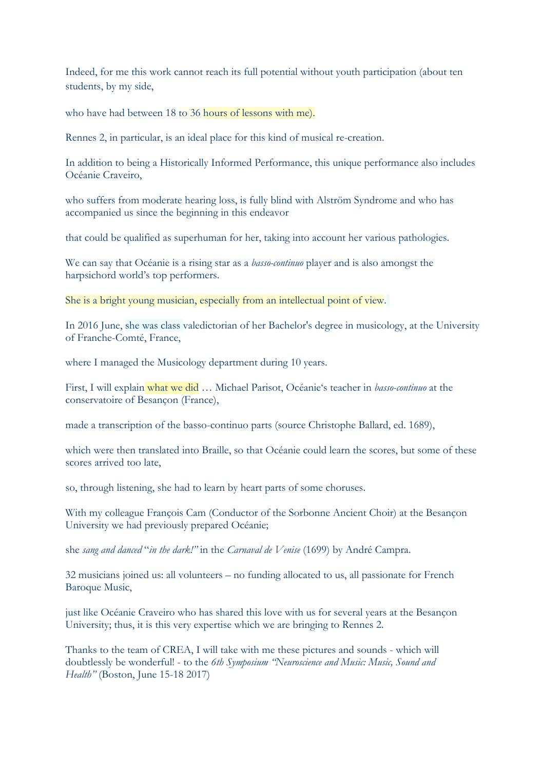Indeed, for me this work cannot reach its full potential without youth participation (about ten students, by my side,

who have had between 18 to 36 hours of lessons with me).

Rennes 2, in particular, is an ideal place for this kind of musical re-creation.

In addition to being a Historically Informed Performance, this unique performance also includes Océanie Craveiro,

who suffers from moderate hearing loss, is fully blind with Alström Syndrome and who has accompanied us since the beginning in this endeavor

that could be qualified as superhuman for her, taking into account her various pathologies.

We can say that Océanie is a rising star as a *basso-continuo* player and is also amongst the harpsichord world's top performers.

She is a bright young musician, especially from an intellectual point of view.

In 2016 June, she was class valedictorian of her Bachelor's degree in musicology, at the University of Franche-Comté, France,

where I managed the Musicology department during 10 years.

First, I will explain what we did … Michael Parisot, Océanie's teacher in *basso-continuo* at the conservatoire of Besançon (France),

made a transcription of the basso-continuo parts (source Christophe Ballard, ed. 1689),

which were then translated into Braille, so that Océanie could learn the scores, but some of these scores arrived too late,

so, through listening, she had to learn by heart parts of some choruses.

With my colleague François Cam (Conductor of the Sorbonne Ancient Choir) at the Besançon University we had previously prepared Océanie;

she *sang and danced* "*in the dark!*" in the *Carnaval de Venise* (1699) by André Campra.

32 musicians joined us: all volunteers – no funding allocated to us, all passionate for French Baroque Music,

just like Océanie Craveiro who has shared this love with us for several years at the Besançon University; thus, it is this very expertise which we are bringing to Rennes 2.

Thanks to the team of CREA, I will take with me these pictures and sounds - which will doubtlessly be wonderful! - to the *6th Symposium "Neuroscience and Music: Music, Sound and Health"* (Boston, June 15-18 2017)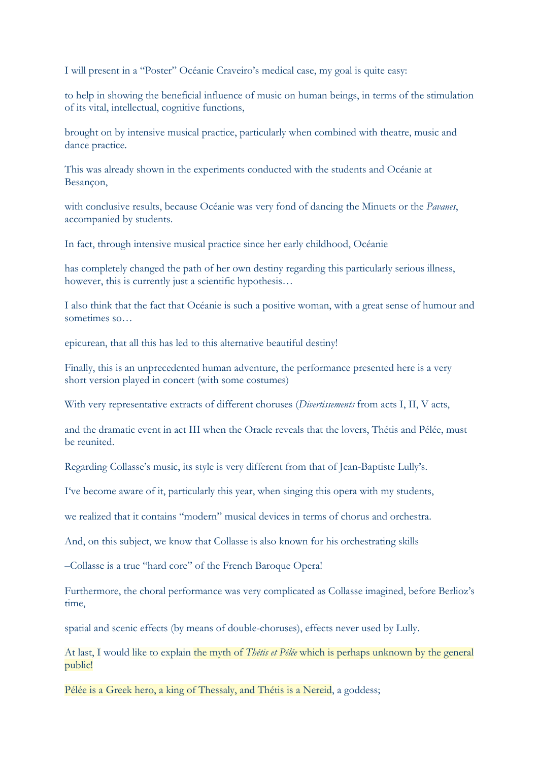I will present in a "Poster" Océanie Craveiro's medical case, my goal is quite easy:

to help in showing the beneficial influence of music on human beings, in terms of the stimulation of its vital, intellectual, cognitive functions,

brought on by intensive musical practice, particularly when combined with theatre, music and dance practice.

This was already shown in the experiments conducted with the students and Océanie at Besançon,

with conclusive results, because Océanie was very fond of dancing the Minuets or the *Pavanes*, accompanied by students.

In fact, through intensive musical practice since her early childhood, Océanie

has completely changed the path of her own destiny regarding this particularly serious illness, however, this is currently just a scientific hypothesis…

I also think that the fact that Océanie is such a positive woman, with a great sense of humour and sometimes so…

epicurean, that all this has led to this alternative beautiful destiny!

Finally, this is an unprecedented human adventure, the performance presented here is a very short version played in concert (with some costumes)

With very representative extracts of different choruses (*Divertissements* from acts I, II, V acts,

and the dramatic event in act III when the Oracle reveals that the lovers, Thétis and Pélée, must be reunited.

Regarding Collasse's music, its style is very different from that of Jean-Baptiste Lully's.

I've become aware of it, particularly this year, when singing this opera with my students,

we realized that it contains "modern" musical devices in terms of chorus and orchestra.

And, on this subject, we know that Collasse is also known for his orchestrating skills

–Collasse is a true "hard core" of the French Baroque Opera!

Furthermore, the choral performance was very complicated as Collasse imagined, before Berlioz's time,

spatial and scenic effects (by means of double-choruses), effects never used by Lully.

At last, I would like to explain the myth of *Thétis et Pélée* which is perhaps unknown by the general public!

Pélée is a Greek hero, a king of Thessaly, and Thétis is a Nereid, a goddess;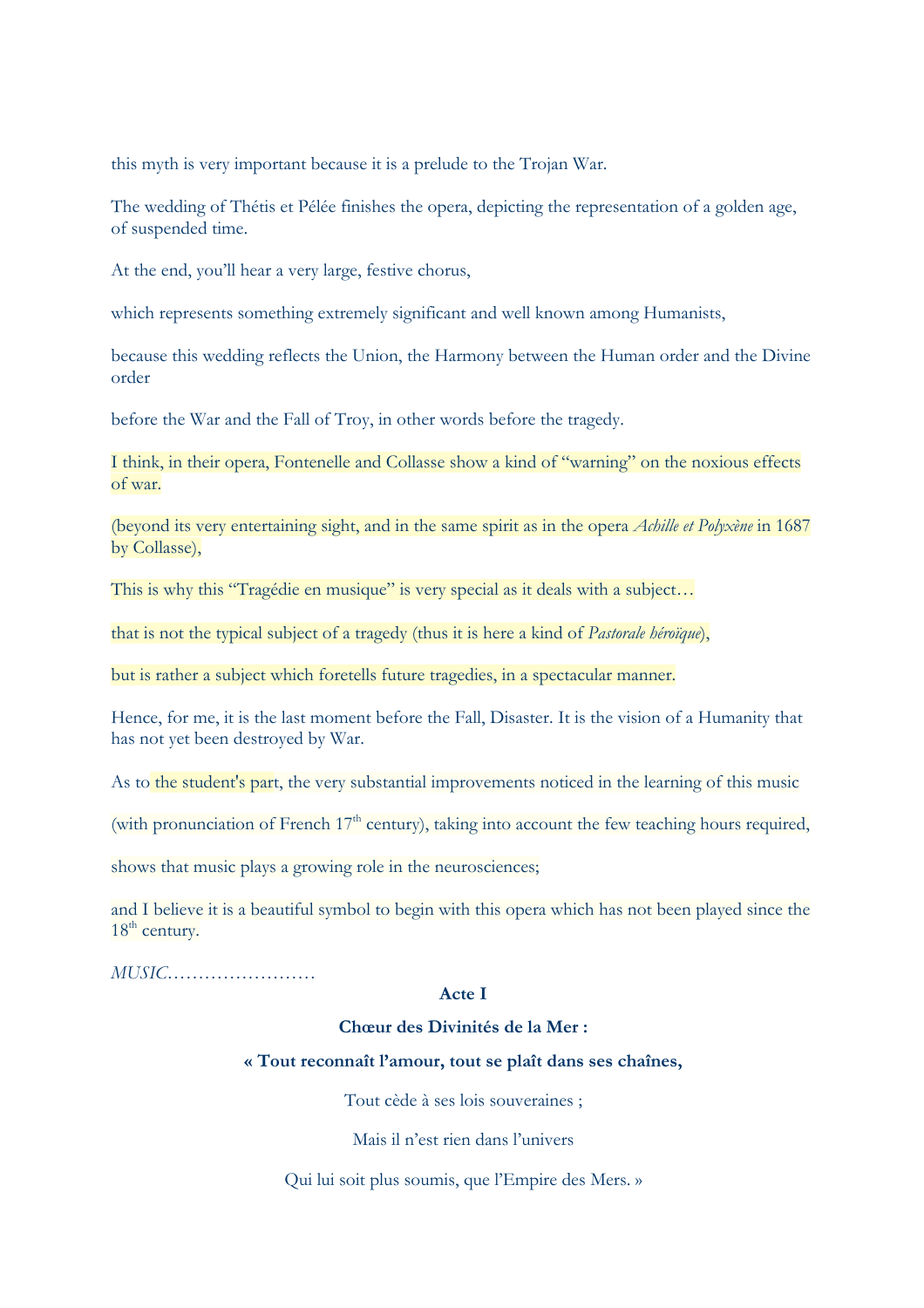this myth is very important because it is a prelude to the Trojan War.

The wedding of Thétis et Pélée finishes the opera, depicting the representation of a golden age, of suspended time.

At the end, you'll hear a very large, festive chorus,

which represents something extremely significant and well known among Humanists,

because this wedding reflects the Union, the Harmony between the Human order and the Divine order

before the War and the Fall of Troy, in other words before the tragedy.

I think, in their opera, Fontenelle and Collasse show a kind of "warning" on the noxious effects of war.

(beyond its very entertaining sight, and in the same spirit as in the opera *Achille et Polyxène* in 1687 by Collasse),

This is why this "Tragédie en musique" is very special as it deals with a subject…

that is not the typical subject of a tragedy (thus it is here a kind of *Pastorale héroïque*),

but is rather a subject which foretells future tragedies, in a spectacular manner.

Hence, for me, it is the last moment before the Fall, Disaster. It is the vision of a Humanity that has not yet been destroyed by War.

As to the student's part, the very substantial improvements noticed in the learning of this music

(with pronunciation of French 17th century), taking into account the few teaching hours required,

shows that music plays a growing role in the neurosciences;

and I believe it is a beautiful symbol to begin with this opera which has not been played since the 18th century.

*MUSIC……………………*

**Acte I**

**Chœur des Divinités de la Mer :**

**« Tout reconnaît l'amour, tout se plaît dans ses chaînes,**

Tout cède à ses lois souveraines ;

Mais il n'est rien dans l'univers

Qui lui soit plus soumis, que l'Empire des Mers. »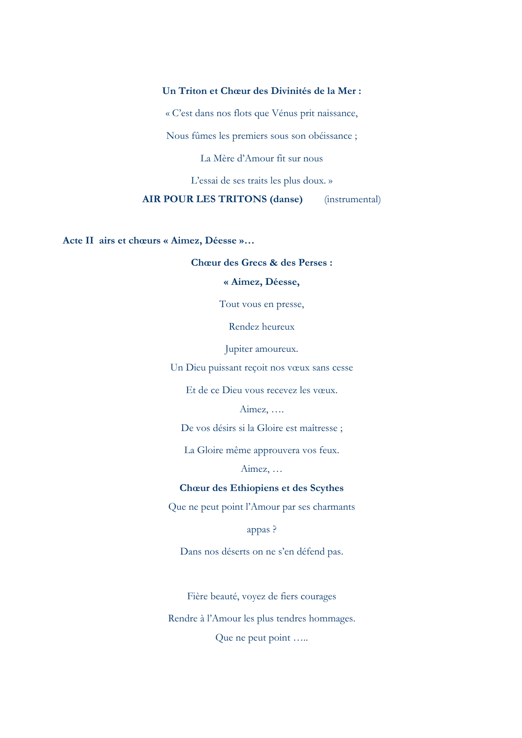**Un Triton et Chœur des Divinités de la Mer :**

« C'est dans nos flots que Vénus prit naissance,

Nous fûmes les premiers sous son obéissance ;

La Mère d'Amour fit sur nous

L'essai de ses traits les plus doux. »

**AIR POUR LES TRITONS (danse)** (instrumental)

**Acte II airs et chœurs « Aimez, Déesse »…**

**Chœur des Grecs & des Perses :**

**« Aimez, Déesse,**

Tout vous en presse,

Rendez heureux

Jupiter amoureux.

Un Dieu puissant reçoit nos vœux sans cesse

Et de ce Dieu vous recevez les vœux.

Aimez, ….

De vos désirs si la Gloire est maîtresse ;

La Gloire même approuvera vos feux.

Aimez, …

**Chœur des Ethiopiens et des Scythes**

Que ne peut point l'Amour par ses charmants

appas ?

Dans nos déserts on ne s'en défend pas.

Fière beauté, voyez de fiers courages

Rendre à l'Amour les plus tendres hommages.

Que ne peut point …..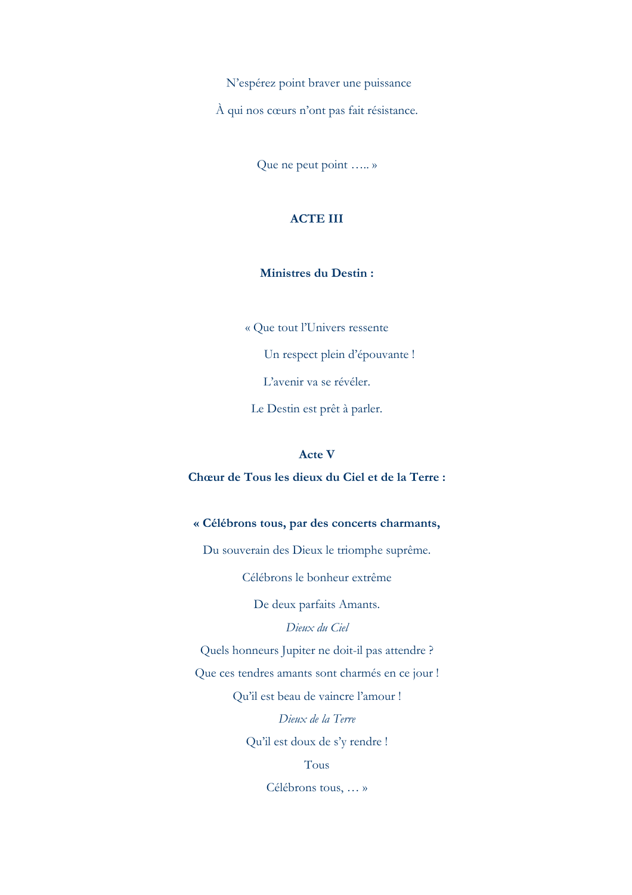N'espérez point braver une puissance

À qui nos cœurs n'ont pas fait résistance.

Que ne peut point ….. »

## ACTE III

**Ministres du Destin :**

« Que tout l'Univers ressente

Un respect plein d'épouvante !

L'avenir va se révéler.

Le Destin est prêt à parler.

## Acte V

**Chœur de Tous les dieux du Ciel et de la Terre :**

**« Célébrons tous, par des concerts charmants,**

Du souverain des Dieux le triomphe suprême.

Célébrons le bonheur extrême

De deux parfaits Amants.

*Dieux du Ciel*

Quels honneurs Jupiter ne doit-il pas attendre ?

Que ces tendres amants sont charmés en ce jour !

Qu'il est beau de vaincre l'amour !

*Dieux de la Terre*

Qu'il est doux de s'y rendre !

Tous

Célébrons tous, … »